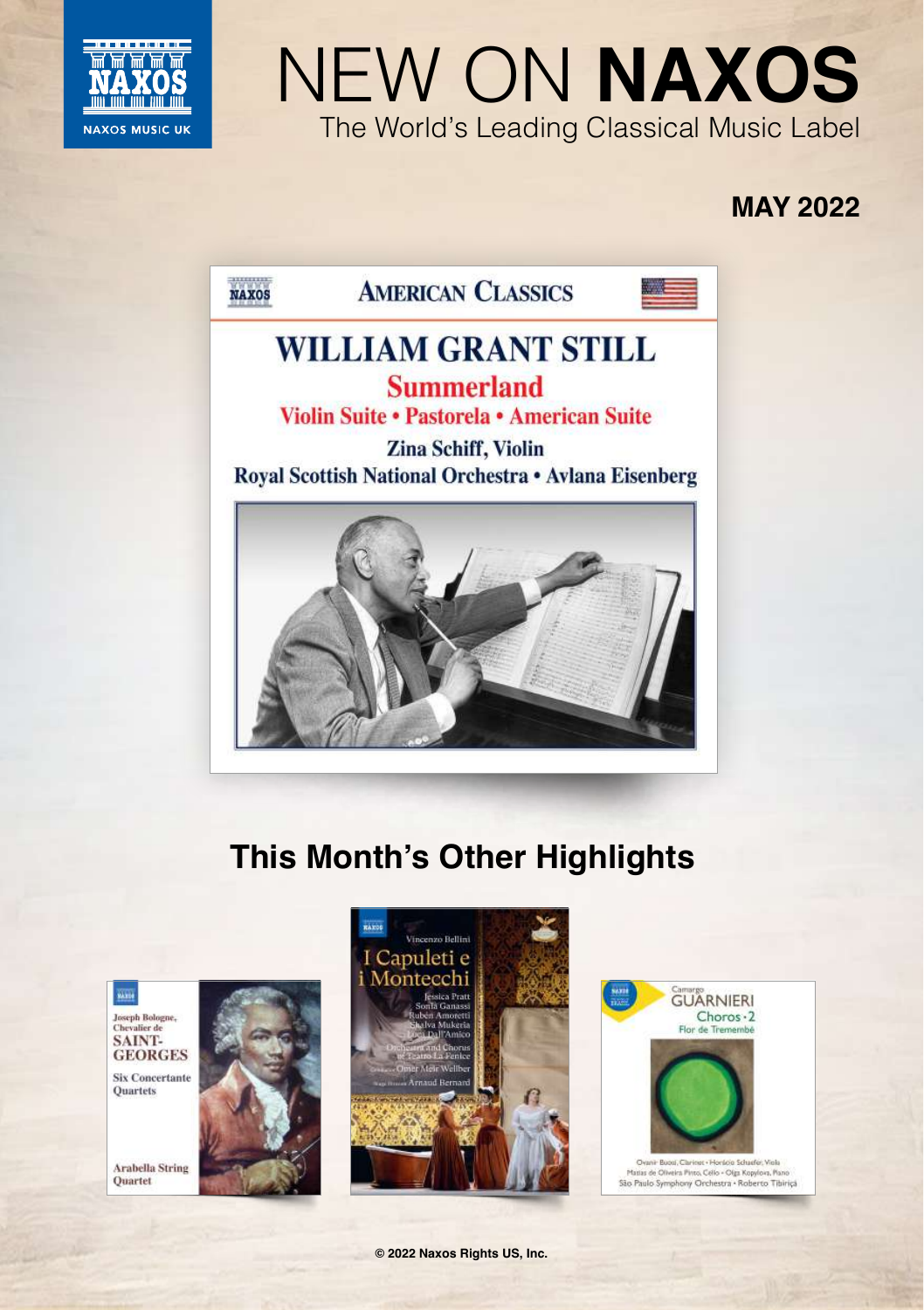NAXOS

NAXOS MUSIC UK

# NEW ON **NAXOS**

The World's Leading Classical Music Label

**MAY 2022**

AMERICAN CLASSICS

## WILLIAM GRANT STILL

### Summerland

Violin Suite • Pastorela • American Suite

Zina Schiff, Violin

Royal Scottish National Orchestra • Avlana Eisenberg

## This Month's Other Highlights

Joseph Bologne, Chevalier de SAINT-GEORGES

Six Concertante Quartets

Arabella String Quartet

Vincenzo Bellini

I Capuleti e i Montecchi

Jessica Pratt
Sonia Ganassi
Rubén Amoretti
Shalva Mukeria
Luca Dall'Amico

Orchestra and Chorus of Teatro La Fenice

Omer Meir Wellber

Arnaud Bernard

Camargo GUARNIERI

Choros • 2

Flor de Tremembé

Ovanir Buosi, Clarinet • Horácio Schaefer, Viola
Matias de Oliveira Pinto, Cello • Olga Kopylova, Piano
São Paulo Symphony Orchestra • Roberto Tibiriçá

© 2022 Naxos Rights US, Inc.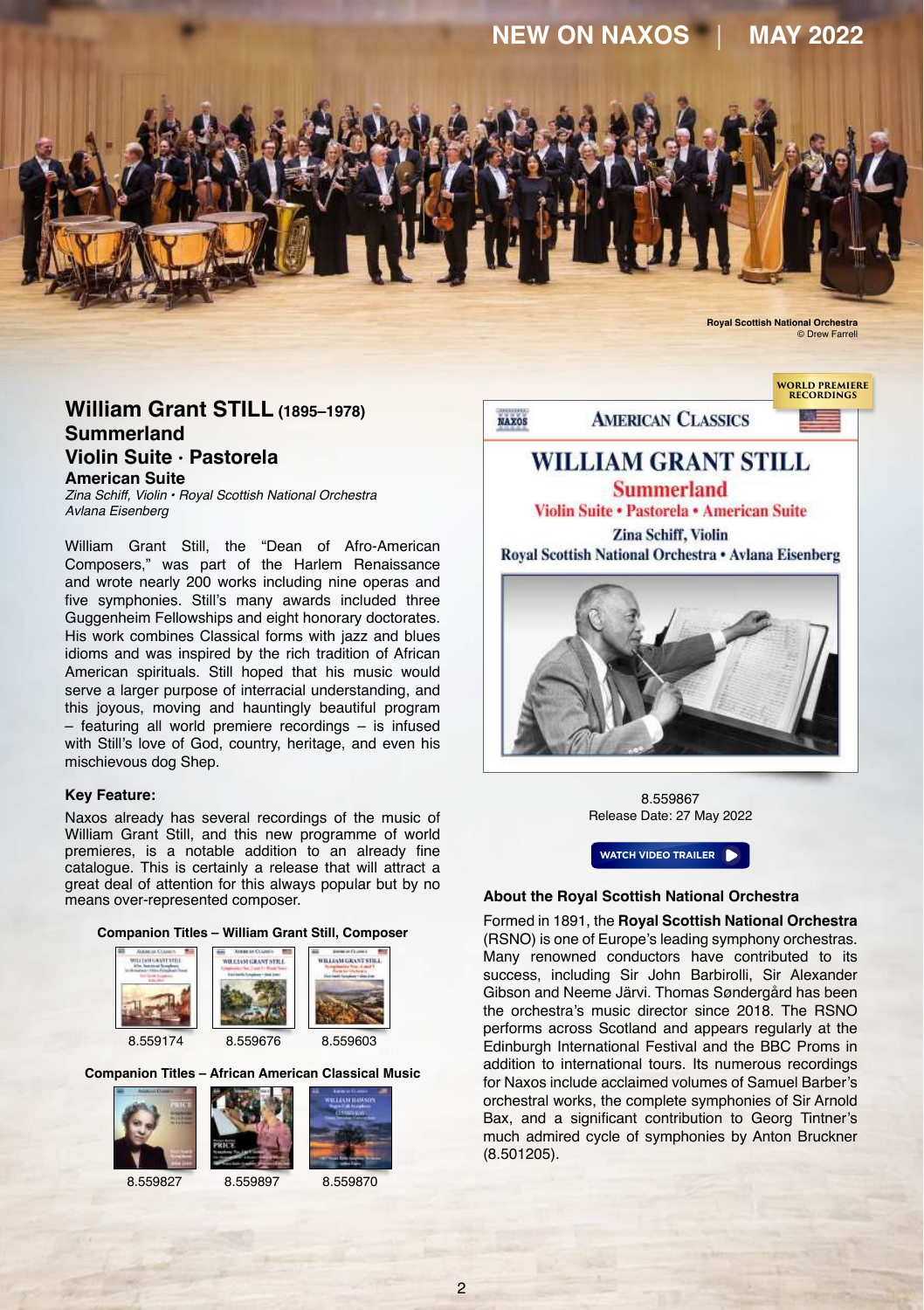Royal Scottish National Orchestra
© Drew Farrell

## William Grant STILL (1895–1978)
## Summerland
## Violin Suite · Pastorela
### American Suite

*Zina Schiff, Violin • Royal Scottish National Orchestra*
*Avlana Eisenberg*

William Grant Still, the "Dean of Afro-American Composers," was part of the Harlem Renaissance and wrote nearly 200 works including nine operas and five symphonies. Still's many awards included three Guggenheim Fellowships and eight honorary doctorates. His work combines Classical forms with jazz and blues idioms and was inspired by the rich tradition of African American spirituals. Still hoped that his music would serve a larger purpose of interracial understanding, and this joyous, moving and hauntingly beautiful program – featuring all world premiere recordings – is infused with Still's love of God, country, heritage, and even his mischievous dog Shep.

**Key Feature:**

Naxos already has several recordings of the music of William Grant Still, and this new programme of world premieres, is a notable addition to an already fine catalogue. This is certainly a release that will attract a great deal of attention for this always popular but by no means over-represented composer.

**Companion Titles – William Grant Still, Composer**

8.559174 | 8.559676 | 8.559603

**Companion Titles – African American Classical Music**

8.559827 | 8.559897 | 8.559870

WORLD PREMIERE RECORDINGS

NAXOS AMERICAN CLASSICS

WILLIAM GRANT STILL
Summerland
Violin Suite • Pastorela • American Suite
Zina Schiff, Violin
Royal Scottish National Orchestra • Avlana Eisenberg

8.559867
Release Date: 27 May 2022

WATCH VIDEO TRAILER

**About the Royal Scottish National Orchestra**

Formed in 1891, the **Royal Scottish National Orchestra** (RSNO) is one of Europe's leading symphony orchestras. Many renowned conductors have contributed to its success, including Sir John Barbirolli, Sir Alexander Gibson and Neeme Järvi. Thomas Søndergård has been the orchestra's music director since 2018. The RSNO performs across Scotland and appears regularly at the Edinburgh International Festival and the BBC Proms in addition to international tours. Its numerous recordings for Naxos include acclaimed volumes of Samuel Barber's orchestral works, the complete symphonies of Sir Arnold Bax, and a significant contribution to Georg Tintner's much admired cycle of symphonies by Anton Bruckner (8.501205).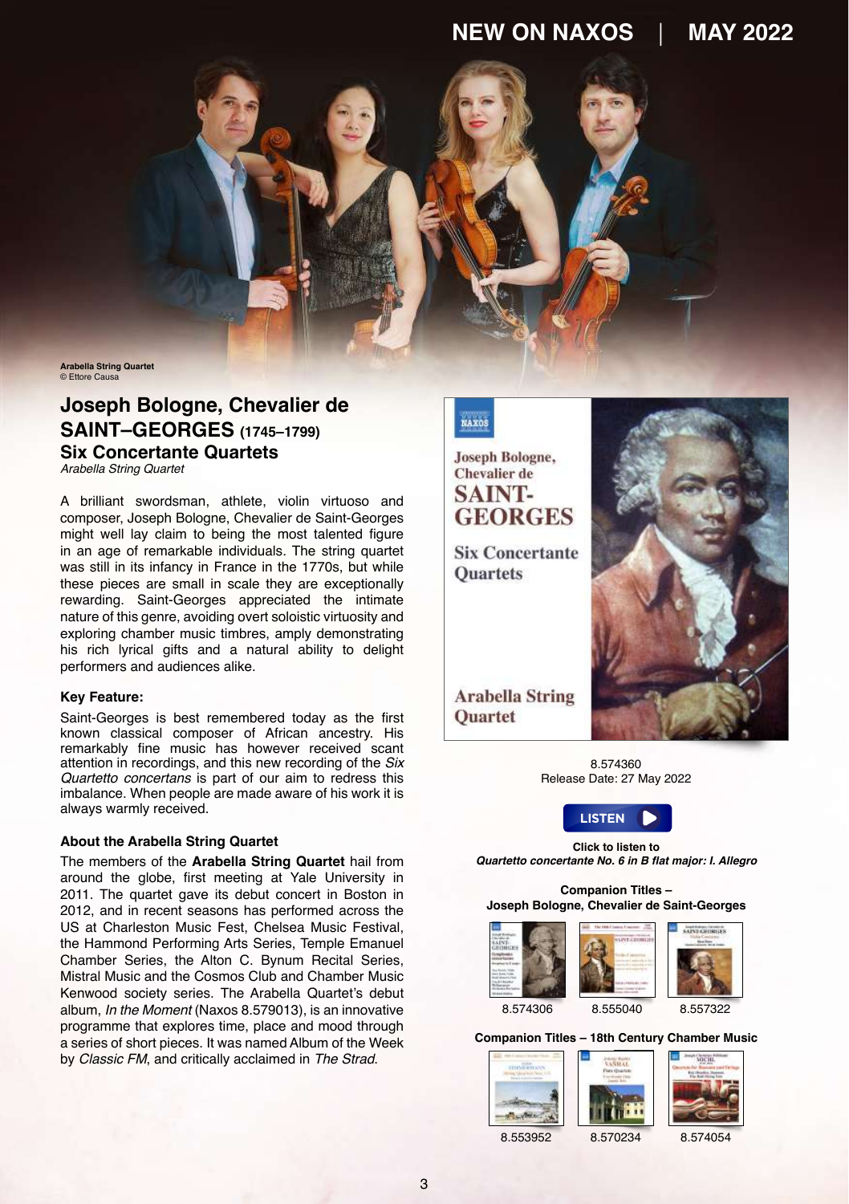Arabella String Quartet
© Ettore Causa

# Joseph Bologne, Chevalier de SAINT–GEORGES (1745–1799)

## Six Concertante Quartets

*Arabella String Quartet*

A brilliant swordsman, athlete, violin virtuoso and composer, Joseph Bologne, Chevalier de Saint-Georges might well lay claim to being the most talented figure in an age of remarkable individuals. The string quartet was still in its infancy in France in the 1770s, but while these pieces are small in scale they are exceptionally rewarding. Saint-Georges appreciated the intimate nature of this genre, avoiding overt soloistic virtuosity and exploring chamber music timbres, amply demonstrating his rich lyrical gifts and a natural ability to delight performers and audiences alike.

**Key Feature:**

Saint-Georges is best remembered today as the first known classical composer of African ancestry. His remarkably fine music has however received scant attention in recordings, and this new recording of the *Six Quartetto concertans* is part of our aim to redress this imbalance. When people are made aware of his work it is always warmly received.

**About the Arabella String Quartet**

The members of the **Arabella String Quartet** hail from around the globe, first meeting at Yale University in 2011. The quartet gave its debut concert in Boston in 2012, and in recent seasons has performed across the US at Charleston Music Fest, Chelsea Music Festival, the Hammond Performing Arts Series, Temple Emanuel Chamber Series, the Alton C. Bynum Recital Series, Mistral Music and the Cosmos Club and Chamber Music Kenwood society series. The Arabella Quartet's debut album, *In the Moment* (Naxos 8.579013), is an innovative programme that explores time, place and mood through a series of short pieces. It was named Album of the Week by *Classic FM*, and critically acclaimed in *The Strad*.

8.574360
Release Date: 27 May 2022

LISTEN

**Click to listen to**
***Quartetto concertante No. 6 in B flat major: I. Allegro***

**Companion Titles – Joseph Bologne, Chevalier de Saint-Georges**

8.574306 | 8.555040 | 8.557322

**Companion Titles – 18th Century Chamber Music**

8.553952 | 8.570234 | 8.574054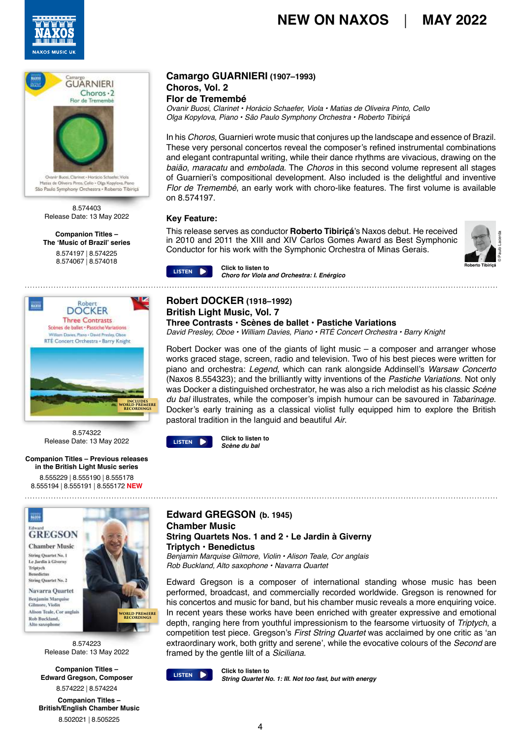## Camargo GUARNIERI (1907–1993)

### Choros, Vol. 2

### Flor de Tremembé

*Ovanir Buosi, Clarinet • Horácio Schaefer, Viola • Matias de Oliveira Pinto, Cello*
*Olga Kopylova, Piano • São Paulo Symphony Orchestra • Roberto Tibiriçá*

8.574403
Release Date: 13 May 2022

**Companion Titles – The 'Music of Brazil' series**
8.574197 | 8.574225
8.574067 | 8.574018

In his *Choros*, Guarnieri wrote music that conjures up the landscape and essence of Brazil. These very personal concertos reveal the composer's refined instrumental combinations and elegant contrapuntal writing, while their dance rhythms are vivacious, drawing on the *baião*, *maracatu* and *embolada*. The *Choros* in this second volume represent all stages of Guarnieri's compositional development. Also included is the delightful and inventive *Flor de Tremembé*, an early work with choro-like features. The first volume is available on 8.574197.

**Key Feature:**

This release serves as conductor **Roberto Tibiriçá**'s Naxos debut. He received in 2010 and 2011 the XIII and XIV Carlos Gomes Award as Best Symphonic Conductor for his work with the Symphonic Orchestra of Minas Gerais.

Roberto Tibiriçá
© Paulo Lacerda

LISTEN **Click to listen to**
***Choro for Viola and Orchestra: I. Enérgico***

---

## Robert DOCKER (1918–1992)

### British Light Music, Vol. 7

### Three Contrasts • Scènes de ballet • Pastiche Variations

*David Presley, Oboe • William Davies, Piano • RTÉ Concert Orchestra • Barry Knight*

INCLUDES WORLD PREMIERE RECORDINGS

8.574322
Release Date: 13 May 2022

**Companion Titles – Previous releases in the British Light Music series**
8.555229 | 8.555190 | 8.555178
8.555194 | 8.555191 | 8.555172 **NEW**

Robert Docker was one of the giants of light music – a composer and arranger whose work graced stage, screen, radio and television. Two of his best pieces were written for piano and orchestra: *Legend*, which can rank alongside Addinsell's *Warsaw Concerto* (Naxos 8.554323); and the brilliantly witty inventions of the *Pastiche Variations*. Not only was Docker a distinguished orchestrator, he was also a rich melodist as his classic *Scène du bal* illustrates, while the composer's impish humour can be savoured in *Tabarinage*. Docker's early training as a classical violist fully equipped him to explore the British pastoral tradition in the languid and beautiful *Air*.

LISTEN **Click to listen to**
***Scène du bal***

---

## Edward GREGSON (b. 1945)

### Chamber Music

### String Quartets Nos. 1 and 2 • Le Jardin à Giverny

### Triptych • Benedictus

*Benjamin Marquise Gilmore, Violin • Alison Teale, Cor anglais*
*Rob Buckland, Alto saxophone • Navarra Quartet*

WORLD PREMIERE RECORDINGS

8.574223
Release Date: 13 May 2022

**Companion Titles – Edward Gregson, Composer**
8.574222 | 8.574224

**Companion Titles – British/English Chamber Music**
8.502021 | 8.505225

Edward Gregson is a composer of international standing whose music has been performed, broadcast, and commercially recorded worldwide. Gregson is renowned for his concertos and music for band, but his chamber music reveals a more enquiring voice. In recent years these works have been enriched with greater expressive and emotional depth, ranging here from youthful impressionism to the fearsome virtuosity of *Triptych*, a competition test piece. Gregson's *First String Quartet* was acclaimed by one critic as 'an extraordinary work, both gritty and serene', while the evocative colours of the *Second* are framed by the gentle lilt of a *Siciliana*.

LISTEN **Click to listen to**
***String Quartet No. 1: III. Not too fast, but with energy***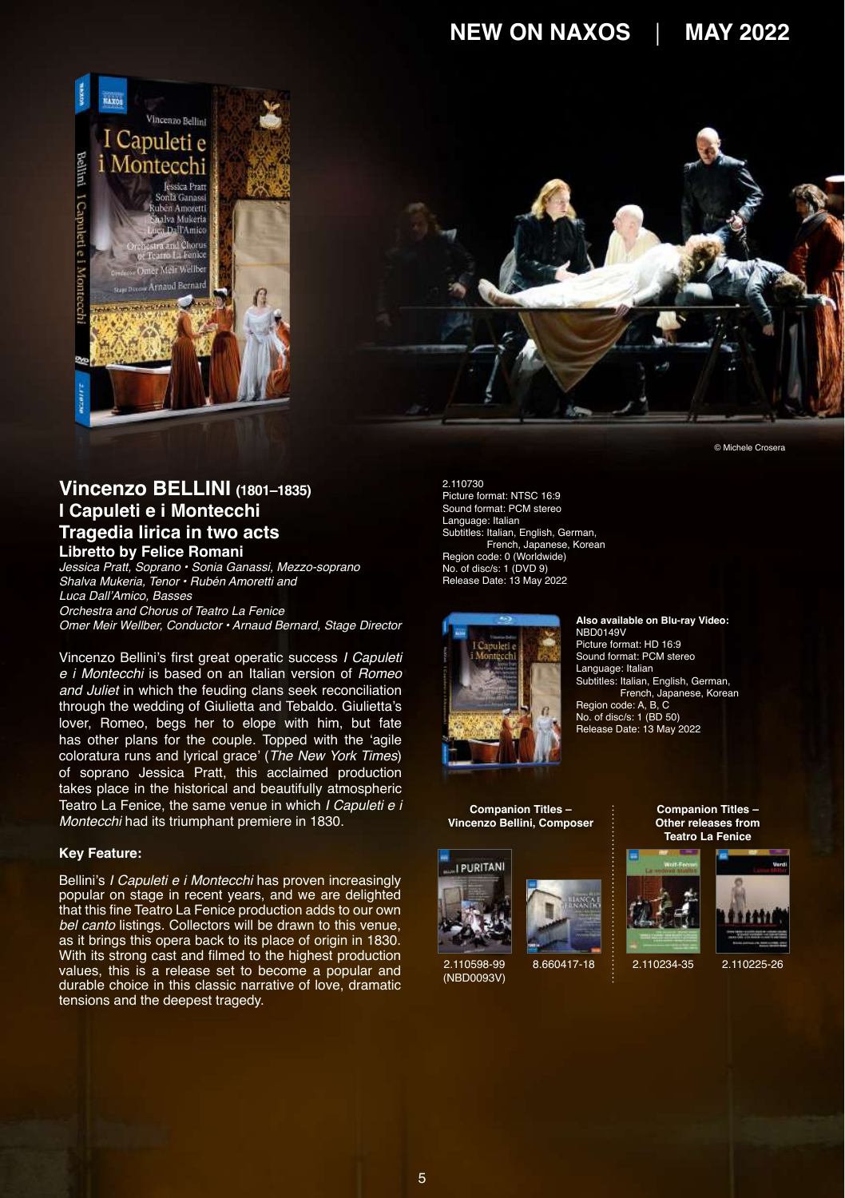© Michele Crosera

## Vincenzo BELLINI (1801–1835)
## I Capuleti e i Montecchi
## Tragedia lirica in two acts
### Libretto by Felice Romani

*Jessica Pratt, Soprano • Sonia Ganassi, Mezzo-soprano*
*Shalva Mukeria, Tenor • Rubén Amoretti and*
*Luca Dall'Amico, Basses*
*Orchestra and Chorus of Teatro La Fenice*
*Omer Meir Wellber, Conductor • Arnaud Bernard, Stage Director*

Vincenzo Bellini's first great operatic success *I Capuleti e i Montecchi* is based on an Italian version of *Romeo and Juliet* in which the feuding clans seek reconciliation through the wedding of Giulietta and Tebaldo. Giulietta's lover, Romeo, begs her to elope with him, but fate has other plans for the couple. Topped with the 'agile coloratura runs and lyrical grace' (*The New York Times*) of soprano Jessica Pratt, this acclaimed production takes place in the historical and beautifully atmospheric Teatro La Fenice, the same venue in which *I Capuleti e i Montecchi* had its triumphant premiere in 1830.

**Key Feature:**

Bellini's *I Capuleti e i Montecchi* has proven increasingly popular on stage in recent years, and we are delighted that this fine Teatro La Fenice production adds to our own *bel canto* listings. Collectors will be drawn to this venue, as it brings this opera back to its place of origin in 1830. With its strong cast and filmed to the highest production values, this is a release set to become a popular and durable choice in this classic narrative of love, dramatic tensions and the deepest tragedy.

2.110730
Picture format: NTSC 16:9
Sound format: PCM stereo
Language: Italian
Subtitles: Italian, English, German, French, Japanese, Korean
Region code: 0 (Worldwide)
No. of disc/s: 1 (DVD 9)
Release Date: 13 May 2022

**Also available on Blu-ray Video:**
NBD0149V
Picture format: HD 16:9
Sound format: PCM stereo
Language: Italian
Subtitles: Italian, English, German, French, Japanese, Korean
Region code: A, B, C
No. of disc/s: 1 (BD 50)
Release Date: 13 May 2022

**Companion Titles – Vincenzo Bellini, Composer**

2.110598-99 (NBD0093V)

8.660417-18

**Companion Titles – Other releases from Teatro La Fenice**

2.110234-35

2.110225-26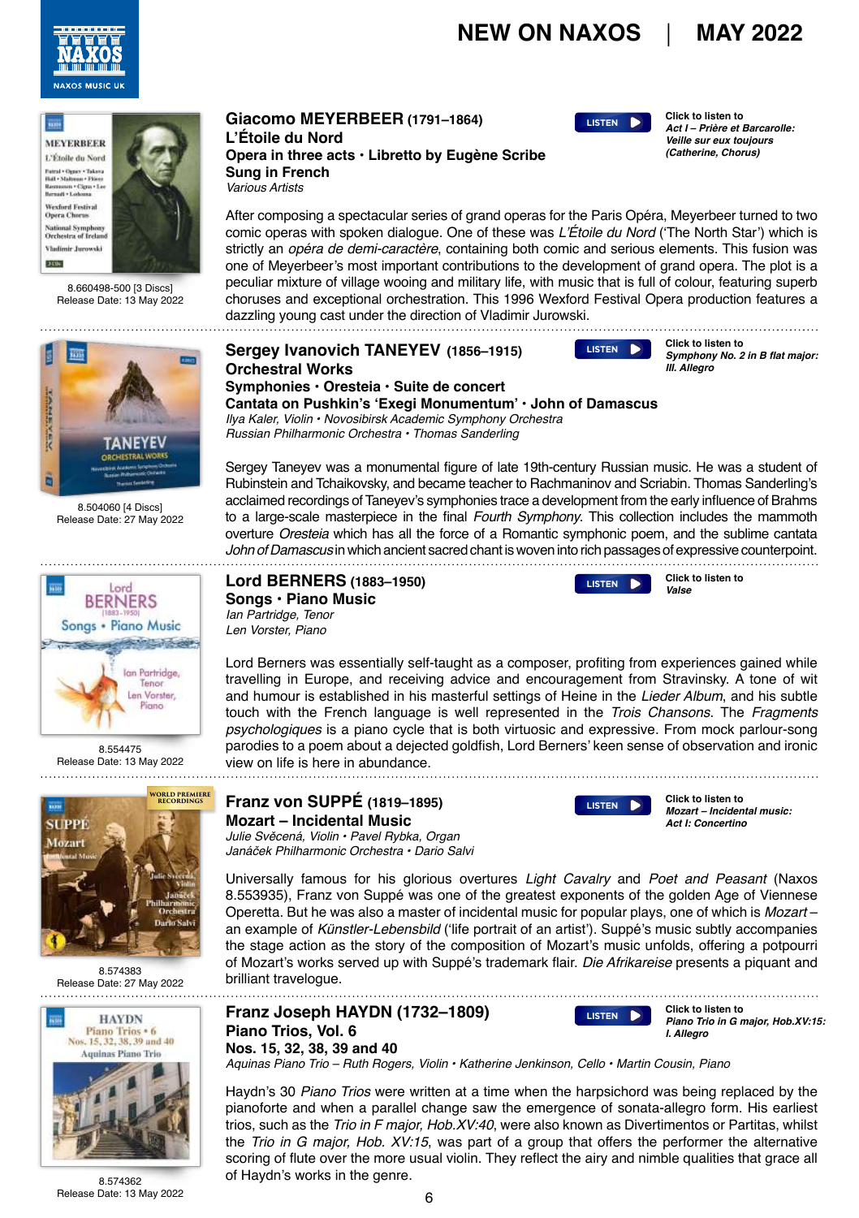# NEW ON NAXOS | MAY 2022

8.660498-500 [3 Discs]
Release Date: 13 May 2022

## Giacomo MEYERBEER (1791–1864)

**L'Étoile du Nord**
**Opera in three acts • Libretto by Eugène Scribe**
**Sung in French**
*Various Artists*

LISTEN

Click to listen to
***Act I – Prière et Barcarolle: Veille sur eux toujours (Catherine, Chorus)***

After composing a spectacular series of grand operas for the Paris Opéra, Meyerbeer turned to two comic operas with spoken dialogue. One of these was *L'Étoile du Nord* ('The North Star') which is strictly an *opéra de demi-caractère*, containing both comic and serious elements. This fusion was one of Meyerbeer's most important contributions to the development of grand opera. The plot is a peculiar mixture of village wooing and military life, with music that is full of colour, featuring superb choruses and exceptional orchestration. This 1996 Wexford Festival Opera production features a dazzling young cast under the direction of Vladimir Jurowski.

---

8.504060 [4 Discs]
Release Date: 27 May 2022

## Sergey Ivanovich TANEYEV (1856–1915)

**Orchestral Works**
**Symphonies • Oresteia • Suite de concert**
**Cantata on Pushkin's 'Exegi Monumentum' • John of Damascus**
*Ilya Kaler, Violin • Novosibirsk Academic Symphony Orchestra*
*Russian Philharmonic Orchestra • Thomas Sanderling*

LISTEN

Click to listen to
***Symphony No. 2 in B flat major: III. Allegro***

Sergey Taneyev was a monumental figure of late 19th-century Russian music. He was a student of Rubinstein and Tchaikovsky, and became teacher to Rachmaninov and Scriabin. Thomas Sanderling's acclaimed recordings of Taneyev's symphonies trace a development from the early influence of Brahms to a large-scale masterpiece in the final *Fourth Symphony*. This collection includes the mammoth overture *Oresteia* which has all the force of a Romantic symphonic poem, and the sublime cantata *John of Damascus* in which ancient sacred chant is woven into rich passages of expressive counterpoint.

---

8.554475
Release Date: 13 May 2022

## Lord BERNERS (1883–1950)

**Songs • Piano Music**
*Ian Partridge, Tenor*
*Len Vorster, Piano*

LISTEN

Click to listen to
***Valse***

Lord Berners was essentially self-taught as a composer, profiting from experiences gained while travelling in Europe, and receiving advice and encouragement from Stravinsky. A tone of wit and humour is established in his masterful settings of Heine in the *Lieder Album*, and his subtle touch with the French language is well represented in the *Trois Chansons*. The *Fragments psychologiques* is a piano cycle that is both virtuosic and expressive. From mock parlour-song parodies to a poem about a dejected goldfish, Lord Berners' keen sense of observation and ironic view on life is here in abundance.

---

WORLD PREMIERE RECORDINGS

8.574383
Release Date: 27 May 2022

## Franz von SUPPÉ (1819–1895)

**Mozart – Incidental Music**
*Julie Svěcená, Violin • Pavel Rybka, Organ*
*Janáček Philharmonic Orchestra • Dario Salvi*

LISTEN

Click to listen to
***Mozart – Incidental music: Act I: Concertino***

Universally famous for his glorious overtures *Light Cavalry* and *Poet and Peasant* (Naxos 8.553935), Franz von Suppé was one of the greatest exponents of the golden Age of Viennese Operetta. But he was also a master of incidental music for popular plays, one of which is *Mozart* – an example of *Künstler-Lebensbild* ('life portrait of an artist'). Suppé's music subtly accompanies the stage action as the story of the composition of Mozart's music unfolds, offering a potpourri of Mozart's works served up with Suppé's trademark flair. *Die Afrikareise* presents a piquant and brilliant travelogue.

---

8.574362
Release Date: 13 May 2022

## Franz Joseph HAYDN (1732–1809)

**Piano Trios, Vol. 6**
**Nos. 15, 32, 38, 39 and 40**
*Aquinas Piano Trio – Ruth Rogers, Violin • Katherine Jenkinson, Cello • Martin Cousin, Piano*

LISTEN

Click to listen to
***Piano Trio in G major, Hob.XV:15: I. Allegro***

Haydn's 30 *Piano Trios* were written at a time when the harpsichord was being replaced by the pianoforte and when a parallel change saw the emergence of sonata-allegro form. His earliest trios, such as the *Trio in F major, Hob.XV:40*, were also known as Divertimentos or Partitas, whilst the *Trio in G major, Hob. XV:15*, was part of a group that offers the performer the alternative scoring of flute over the more usual violin. They reflect the airy and nimble qualities that grace all of Haydn's works in the genre.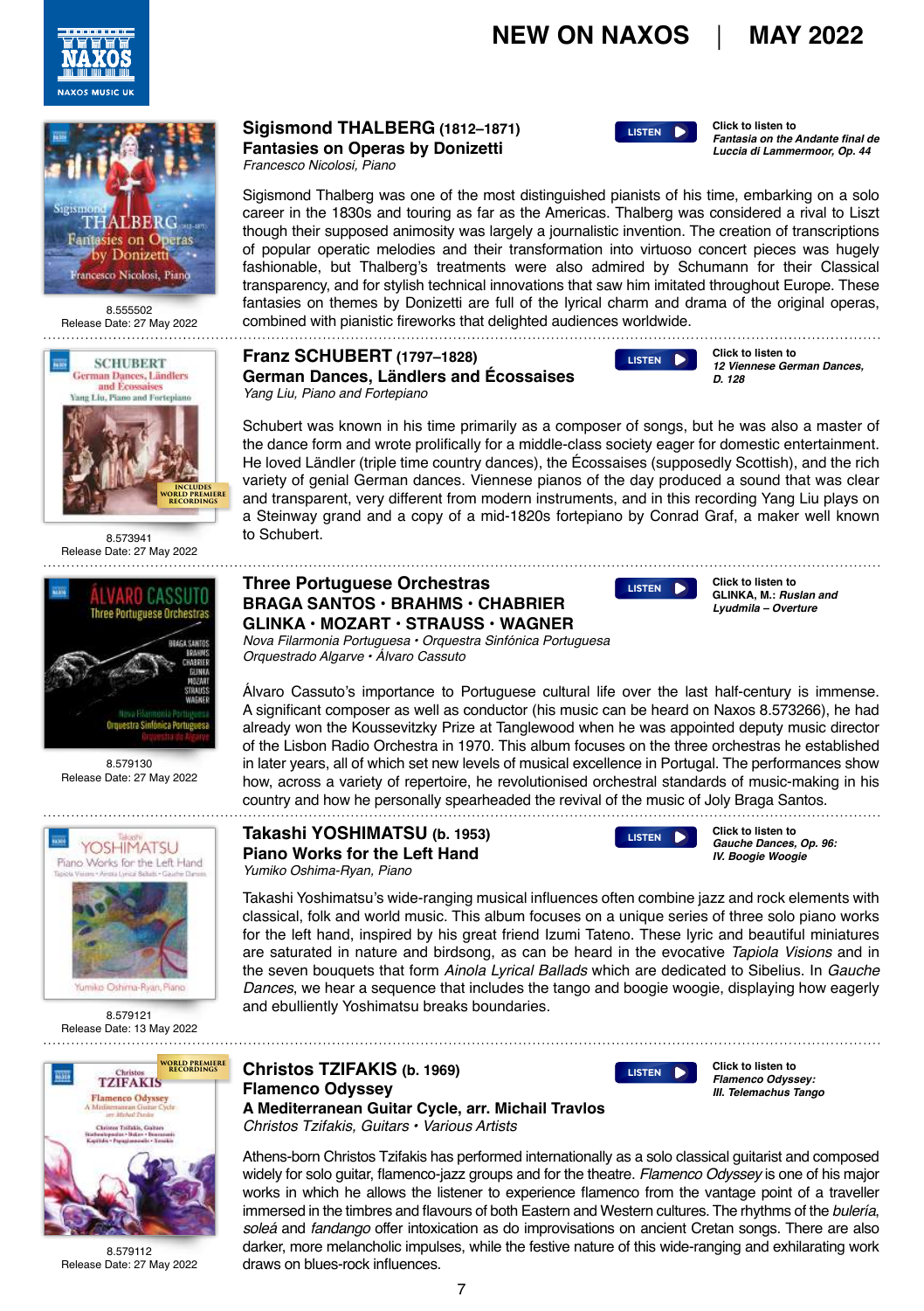# NEW ON NAXOS | MAY 2022

## Sigismond THALBERG (1812–1871)
**Fantasies on Operas by Donizetti**
*Francesco Nicolosi, Piano*

LISTEN — Click to listen to *Fantasia on the Andante final de Luccia di Lammermoor, Op. 44*

8.555502
Release Date: 27 May 2022

Sigismond Thalberg was one of the most distinguished pianists of his time, embarking on a solo career in the 1830s and touring as far as the Americas. Thalberg was considered a rival to Liszt though their supposed animosity was largely a journalistic invention. The creation of transcriptions of popular operatic melodies and their transformation into virtuoso concert pieces was hugely fashionable, but Thalberg's treatments were also admired by Schumann for their Classical transparency, and for stylish technical innovations that saw him imitated throughout Europe. These fantasies on themes by Donizetti are full of the lyrical charm and drama of the original operas, combined with pianistic fireworks that delighted audiences worldwide.

---

## Franz SCHUBERT (1797–1828)
**German Dances, Ländlers and Écossaises**
*Yang Liu, Piano and Fortepiano*

LISTEN — Click to listen to *12 Viennese German Dances, D. 128*

8.573941
Release Date: 27 May 2022

Schubert was known in his time primarily as a composer of songs, but he was also a master of the dance form and wrote prolifically for a middle-class society eager for domestic entertainment. He loved Ländler (triple time country dances), the Écossaises (supposedly Scottish), and the rich variety of genial German dances. Viennese pianos of the day produced a sound that was clear and transparent, very different from modern instruments, and in this recording Yang Liu plays on a Steinway grand and a copy of a mid-1820s fortepiano by Conrad Graf, a maker well known to Schubert.

---

## Three Portuguese Orchestras
**BRAGA SANTOS • BRAHMS • CHABRIER**
**GLINKA • MOZART • STRAUSS • WAGNER**
*Nova Filarmonia Portuguesa • Orquestra Sinfónica Portuguesa*
*Orquestrado Algarve • Álvaro Cassuto*

LISTEN — Click to listen to GLINKA, M.: *Ruslan and Lyudmila – Overture*

8.579130
Release Date: 27 May 2022

Álvaro Cassuto's importance to Portuguese cultural life over the last half-century is immense. A significant composer as well as conductor (his music can be heard on Naxos 8.573266), he had already won the Koussevitzky Prize at Tanglewood when he was appointed deputy music director of the Lisbon Radio Orchestra in 1970. This album focuses on the three orchestras he established in later years, all of which set new levels of musical excellence in Portugal. The performances show how, across a variety of repertoire, he revolutionised orchestral standards of music-making in his country and how he personally spearheaded the revival of the music of Joly Braga Santos.

---

## Takashi YOSHIMATSU (b. 1953)
**Piano Works for the Left Hand**
*Yumiko Oshima-Ryan, Piano*

LISTEN — Click to listen to *Gauche Dances, Op. 96: IV. Boogie Woogie*

8.579121
Release Date: 13 May 2022

Takashi Yoshimatsu's wide-ranging musical influences often combine jazz and rock elements with classical, folk and world music. This album focuses on a unique series of three solo piano works for the left hand, inspired by his great friend Izumi Tateno. These lyric and beautiful miniatures are saturated in nature and birdsong, as can be heard in the evocative *Tapiola Visions* and in the seven bouquets that form *Ainola Lyrical Ballads* which are dedicated to Sibelius. In *Gauche Dances*, we hear a sequence that includes the tango and boogie woogie, displaying how eagerly and ebulliently Yoshimatsu breaks boundaries.

---

## Christos TZIFAKIS (b. 1969)
**Flamenco Odyssey**
**A Mediterranean Guitar Cycle, arr. Michail Travlos**
*Christos Tzifakis, Guitars • Various Artists*

LISTEN — Click to listen to *Flamenco Odyssey: III. Telemachus Tango*

8.579112
Release Date: 27 May 2022

Athens-born Christos Tzifakis has performed internationally as a solo classical guitarist and composed widely for solo guitar, flamenco-jazz groups and for the theatre. *Flamenco Odyssey* is one of his major works in which he allows the listener to experience flamenco from the vantage point of a traveller immersed in the timbres and flavours of both Eastern and Western cultures. The rhythms of the *bulería*, *soleá* and *fandango* offer intoxication as do improvisations on ancient Cretan songs. There are also darker, more melancholic impulses, while the festive nature of this wide-ranging and exhilarating work draws on blues-rock influences.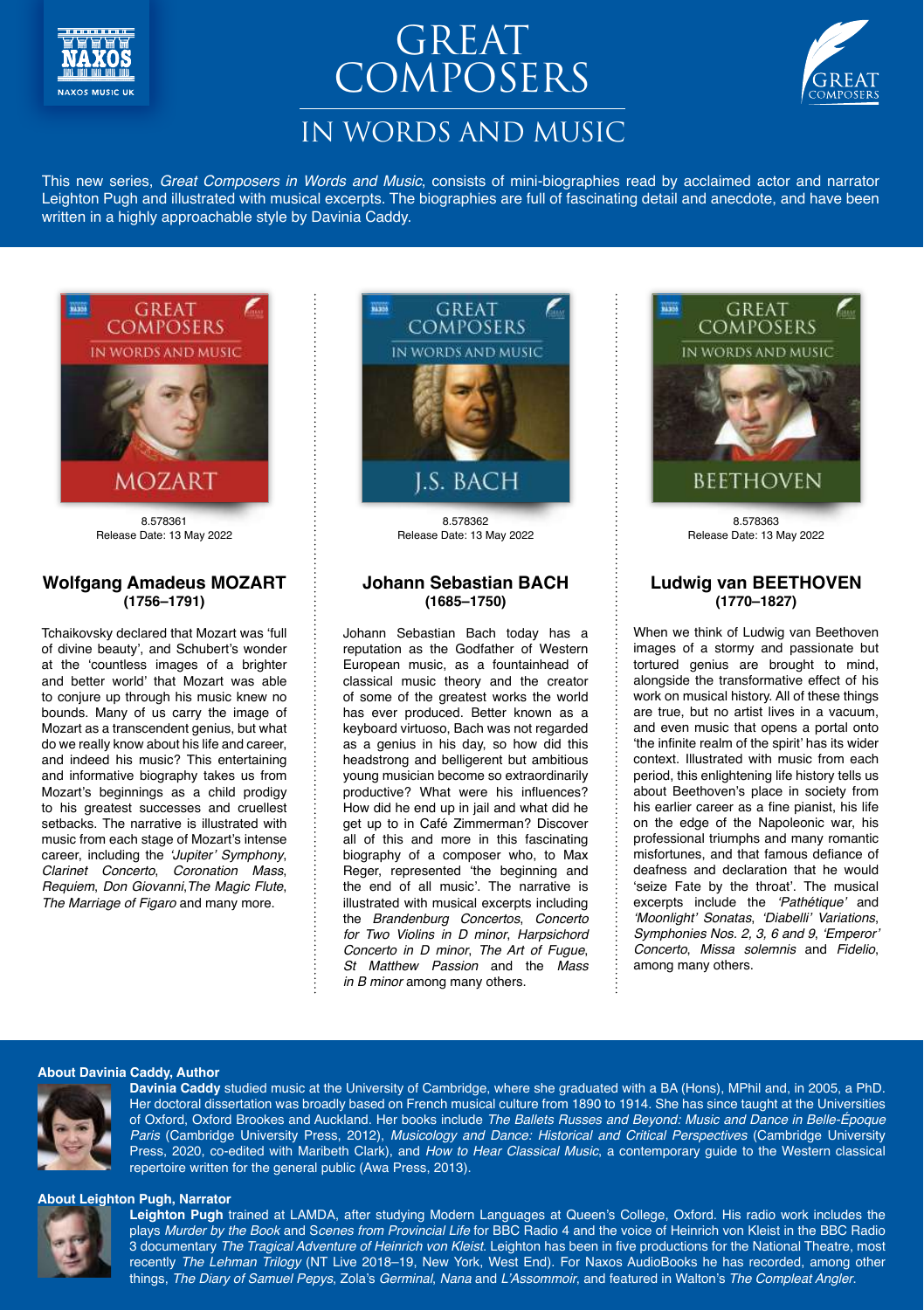# GREAT COMPOSERS

## IN WORDS AND MUSIC

This new series, *Great Composers in Words and Music*, consists of mini-biographies read by acclaimed actor and narrator Leighton Pugh and illustrated with musical excerpts. The biographies are full of fascinating detail and anecdote, and have been written in a highly approachable style by Davinia Caddy.

8.578361
Release Date: 13 May 2022

### Wolfgang Amadeus MOZART
**(1756–1791)**

Tchaikovsky declared that Mozart was 'full of divine beauty', and Schubert's wonder at the 'countless images of a brighter and better world' that Mozart was able to conjure up through his music knew no bounds. Many of us carry the image of Mozart as a transcendent genius, but what do we really know about his life and career, and indeed his music? This entertaining and informative biography takes us from Mozart's beginnings as a child prodigy to his greatest successes and cruellest setbacks. The narrative is illustrated with music from each stage of Mozart's intense career, including the *'Jupiter' Symphony*, *Clarinet Concerto*, *Coronation Mass*, *Requiem*, *Don Giovanni*, *The Magic Flute*, *The Marriage of Figaro* and many more.

8.578362
Release Date: 13 May 2022

### Johann Sebastian BACH
**(1685–1750)**

Johann Sebastian Bach today has a reputation as the Godfather of Western European music, as a fountainhead of classical music theory and the creator of some of the greatest works the world has ever produced. Better known as a keyboard virtuoso, Bach was not regarded as a genius in his day, so how did this headstrong and belligerent but ambitious young musician become so extraordinarily productive? What were his influences? How did he end up in jail and what did he get up to in Café Zimmerman? Discover all of this and more in this fascinating biography of a composer who, to Max Reger, represented 'the beginning and the end of all music'. The narrative is illustrated with musical excerpts including the *Brandenburg Concertos*, *Concerto for Two Violins in D minor*, *Harpsichord Concerto in D minor*, *The Art of Fugue*, *St Matthew Passion* and the *Mass in B minor* among many others.

8.578363
Release Date: 13 May 2022

### Ludwig van BEETHOVEN
**(1770–1827)**

When we think of Ludwig van Beethoven images of a stormy and passionate but tortured genius are brought to mind, alongside the transformative effect of his work on musical history. All of these things are true, but no artist lives in a vacuum, and even music that opens a portal onto 'the infinite realm of the spirit' has its wider context. Illustrated with music from each period, this enlightening life history tells us about Beethoven's place in society from his earlier career as a fine pianist, his life on the edge of the Napoleonic war, his professional triumphs and many romantic misfortunes, and that famous defiance of deafness and declaration that he would 'seize Fate by the throat'. The musical excerpts include the *'Pathétique'* and *'Moonlight' Sonatas*, *'Diabelli' Variations*, *Symphonies Nos. 2, 3, 6 and 9*, *'Emperor' Concerto*, *Missa solemnis* and *Fidelio*, among many others.

**About Davinia Caddy, Author**

**Davinia Caddy** studied music at the University of Cambridge, where she graduated with a BA (Hons), MPhil and, in 2005, a PhD. Her doctoral dissertation was broadly based on French musical culture from 1890 to 1914. She has since taught at the Universities of Oxford, Oxford Brookes and Auckland. Her books include *The Ballets Russes and Beyond: Music and Dance in Belle-Époque Paris* (Cambridge University Press, 2012), *Musicology and Dance: Historical and Critical Perspectives* (Cambridge University Press, 2020, co-edited with Maribeth Clark), and *How to Hear Classical Music*, a contemporary guide to the Western classical repertoire written for the general public (Awa Press, 2013).

**About Leighton Pugh, Narrator**

**Leighton Pugh** trained at LAMDA, after studying Modern Languages at Queen's College, Oxford. His radio work includes the plays *Murder by the Book* and *Scenes from Provincial Life* for BBC Radio 4 and the voice of Heinrich von Kleist in the BBC Radio 3 documentary *The Tragical Adventure of Heinrich von Kleist*. Leighton has been in five productions for the National Theatre, most recently *The Lehman Trilogy* (NT Live 2018–19, New York, West End). For Naxos AudioBooks he has recorded, among other things, *The Diary of Samuel Pepys*, Zola's *Germinal*, *Nana* and *L'Assommoir*, and featured in Walton's *The Compleat Angler*.